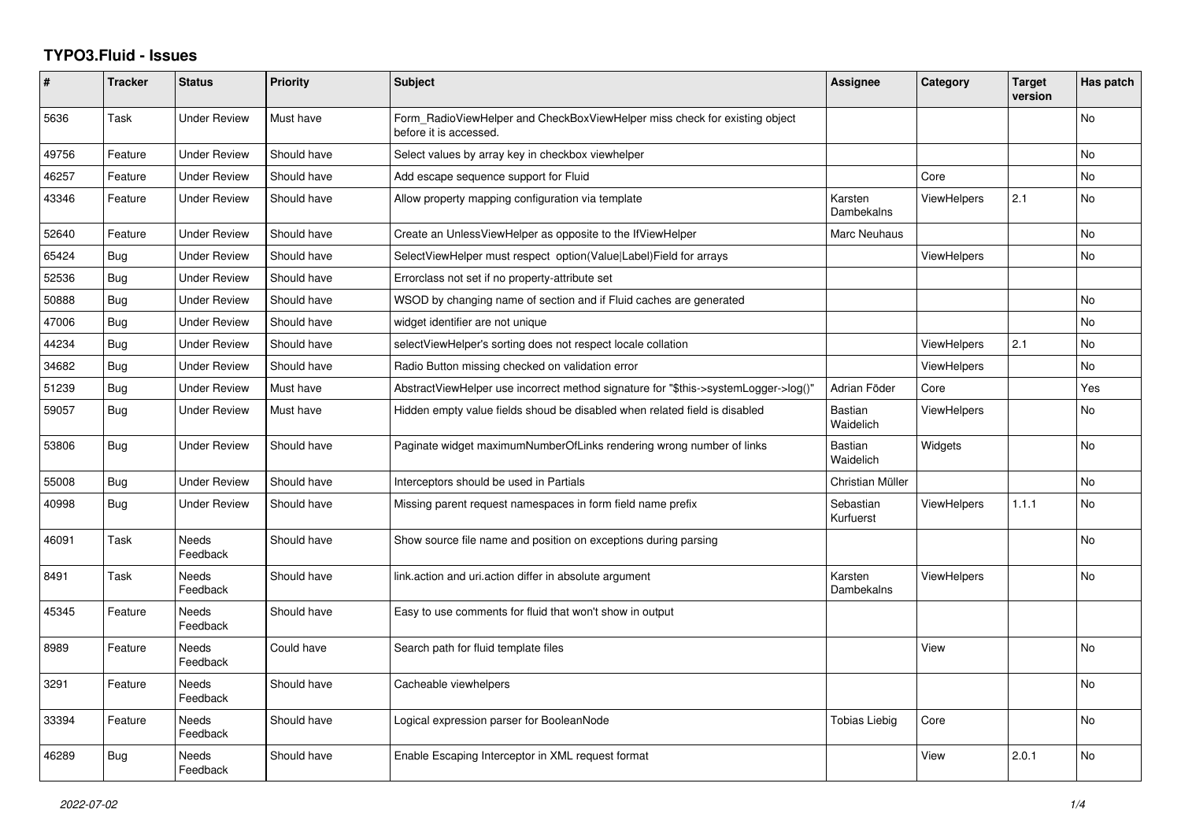# TYPO3.Fluid - Issues

| # | Tracker | Status | Priority | Subject | Assignee | Category | Target version | Has patch |
|---|---|---|---|---|---|---|---|---|
| 5636 | Task | Under Review | Must have | Form_RadioViewHelper and CheckBoxViewHelper miss check for existing object before it is accessed. | | | | No |
| 49756 | Feature | Under Review | Should have | Select values by array key in checkbox viewhelper | | | | No |
| 46257 | Feature | Under Review | Should have | Add escape sequence support for Fluid | | Core | | No |
| 43346 | Feature | Under Review | Should have | Allow property mapping configuration via template | Karsten Dambekalns | ViewHelpers | 2.1 | No |
| 52640 | Feature | Under Review | Should have | Create an UnlessViewHelper as opposite to the IfViewHelper | Marc Neuhaus | | | No |
| 65424 | Bug | Under Review | Should have | SelectViewHelper must respect option(Value\|Label)Field for arrays | | ViewHelpers | | No |
| 52536 | Bug | Under Review | Should have | Errorclass not set if no property-attribute set | | | | |
| 50888 | Bug | Under Review | Should have | WSOD by changing name of section and if Fluid caches are generated | | | | No |
| 47006 | Bug | Under Review | Should have | widget identifier are not unique | | | | No |
| 44234 | Bug | Under Review | Should have | selectViewHelper's sorting does not respect locale collation | | ViewHelpers | 2.1 | No |
| 34682 | Bug | Under Review | Should have | Radio Button missing checked on validation error | | ViewHelpers | | No |
| 51239 | Bug | Under Review | Must have | AbstractViewHelper use incorrect method signature for "$this->systemLogger->log()" | Adrian Föder | Core | | Yes |
| 59057 | Bug | Under Review | Must have | Hidden empty value fields shoud be disabled when related field is disabled | Bastian Waidelich | ViewHelpers | | No |
| 53806 | Bug | Under Review | Should have | Paginate widget maximumNumberOfLinks rendering wrong number of links | Bastian Waidelich | Widgets | | No |
| 55008 | Bug | Under Review | Should have | Interceptors should be used in Partials | Christian Müller | | | No |
| 40998 | Bug | Under Review | Should have | Missing parent request namespaces in form field name prefix | Sebastian Kurfuerst | ViewHelpers | 1.1.1 | No |
| 46091 | Task | Needs Feedback | Should have | Show source file name and position on exceptions during parsing | | | | No |
| 8491 | Task | Needs Feedback | Should have | link.action and uri.action differ in absolute argument | Karsten Dambekalns | ViewHelpers | | No |
| 45345 | Feature | Needs Feedback | Should have | Easy to use comments for fluid that won't show in output | | | | |
| 8989 | Feature | Needs Feedback | Could have | Search path for fluid template files | | View | | No |
| 3291 | Feature | Needs Feedback | Should have | Cacheable viewhelpers | | | | No |
| 33394 | Feature | Needs Feedback | Should have | Logical expression parser for BooleanNode | Tobias Liebig | Core | | No |
| 46289 | Bug | Needs Feedback | Should have | Enable Escaping Interceptor in XML request format | | View | 2.0.1 | No |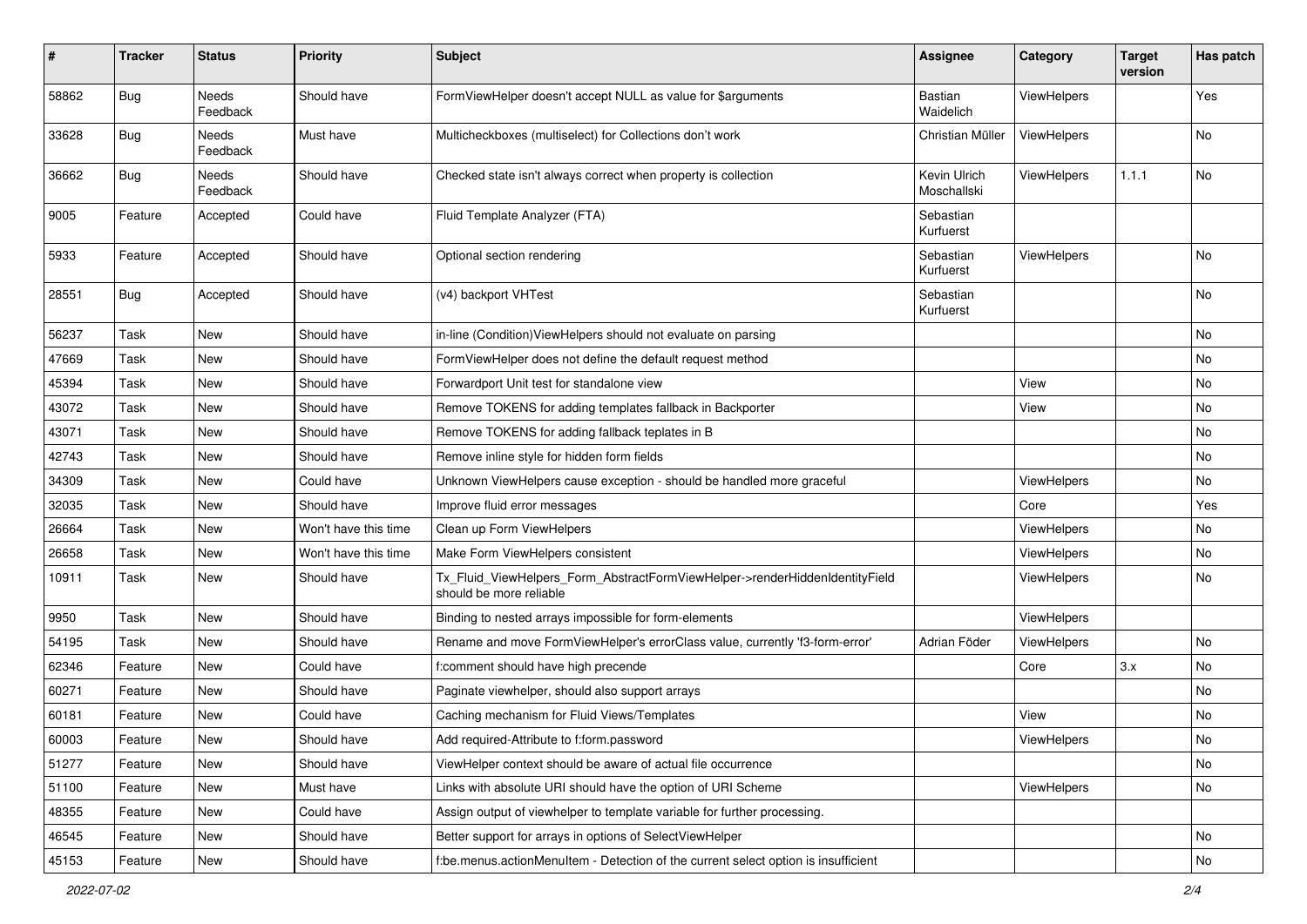| # | Tracker | Status | Priority | Subject | Assignee | Category | Target version | Has patch |
|---|---|---|---|---|---|---|---|---|
| 58862 | Bug | Needs Feedback | Should have | FormViewHelper doesn't accept NULL as value for $arguments | Bastian Waidelich | ViewHelpers | | Yes |
| 33628 | Bug | Needs Feedback | Must have | Multicheckboxes (multiselect) for Collections don't work | Christian Müller | ViewHelpers | | No |
| 36662 | Bug | Needs Feedback | Should have | Checked state isn't always correct when property is collection | Kevin Ulrich Moschallski | ViewHelpers | 1.1.1 | No |
| 9005 | Feature | Accepted | Could have | Fluid Template Analyzer (FTA) | Sebastian Kurfuerst | | | |
| 5933 | Feature | Accepted | Should have | Optional section rendering | Sebastian Kurfuerst | ViewHelpers | | No |
| 28551 | Bug | Accepted | Should have | (v4) backport VHTest | Sebastian Kurfuerst | | | No |
| 56237 | Task | New | Should have | in-line (Condition)ViewHelpers should not evaluate on parsing | | | | No |
| 47669 | Task | New | Should have | FormViewHelper does not define the default request method | | | | No |
| 45394 | Task | New | Should have | Forwardport Unit test for standalone view | | View | | No |
| 43072 | Task | New | Should have | Remove TOKENS for adding templates fallback in Backporter | | View | | No |
| 43071 | Task | New | Should have | Remove TOKENS for adding fallback teplates in B | | | | No |
| 42743 | Task | New | Should have | Remove inline style for hidden form fields | | | | No |
| 34309 | Task | New | Could have | Unknown ViewHelpers cause exception - should be handled more graceful | | ViewHelpers | | No |
| 32035 | Task | New | Should have | Improve fluid error messages | | Core | | Yes |
| 26664 | Task | New | Won't have this time | Clean up Form ViewHelpers | | ViewHelpers | | No |
| 26658 | Task | New | Won't have this time | Make Form ViewHelpers consistent | | ViewHelpers | | No |
| 10911 | Task | New | Should have | Tx_Fluid_ViewHelpers_Form_AbstractFormViewHelper->renderHiddenIdentityField should be more reliable | | ViewHelpers | | No |
| 9950 | Task | New | Should have | Binding to nested arrays impossible for form-elements | | ViewHelpers | | |
| 54195 | Task | New | Should have | Rename and move FormViewHelper's errorClass value, currently 'f3-form-error' | Adrian Föder | ViewHelpers | | No |
| 62346 | Feature | New | Could have | f:comment should have high precende | | Core | 3.x | No |
| 60271 | Feature | New | Should have | Paginate viewhelper, should also support arrays | | | | No |
| 60181 | Feature | New | Could have | Caching mechanism for Fluid Views/Templates | | View | | No |
| 60003 | Feature | New | Should have | Add required-Attribute to f:form.password | | ViewHelpers | | No |
| 51277 | Feature | New | Should have | ViewHelper context should be aware of actual file occurrence | | | | No |
| 51100 | Feature | New | Must have | Links with absolute URI should have the option of URI Scheme | | ViewHelpers | | No |
| 48355 | Feature | New | Could have | Assign output of viewhelper to template variable for further processing. | | | | |
| 46545 | Feature | New | Should have | Better support for arrays in options of SelectViewHelper | | | | No |
| 45153 | Feature | New | Should have | f:be.menus.actionMenuItem - Detection of the current select option is insufficient | | | | No |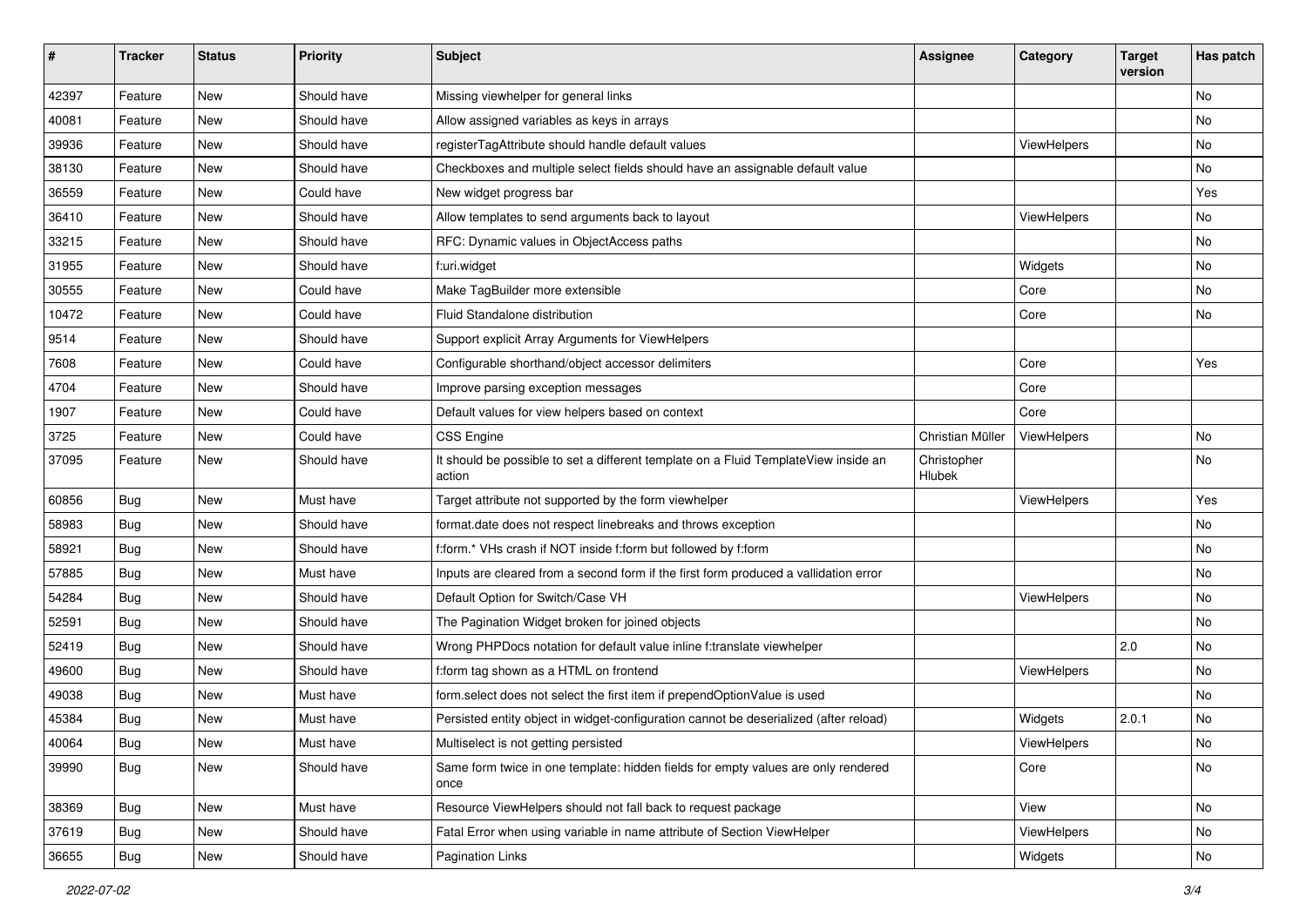| # | Tracker | Status | Priority | Subject | Assignee | Category | Target version | Has patch |
|---|---|---|---|---|---|---|---|---|
| 42397 | Feature | New | Should have | Missing viewhelper for general links | | | | No |
| 40081 | Feature | New | Should have | Allow assigned variables as keys in arrays | | | | No |
| 39936 | Feature | New | Should have | registerTagAttribute should handle default values | | ViewHelpers | | No |
| 38130 | Feature | New | Should have | Checkboxes and multiple select fields should have an assignable default value | | | | No |
| 36559 | Feature | New | Could have | New widget progress bar | | | | Yes |
| 36410 | Feature | New | Should have | Allow templates to send arguments back to layout | | ViewHelpers | | No |
| 33215 | Feature | New | Should have | RFC: Dynamic values in ObjectAccess paths | | | | No |
| 31955 | Feature | New | Should have | f:uri.widget | | Widgets | | No |
| 30555 | Feature | New | Could have | Make TagBuilder more extensible | | Core | | No |
| 10472 | Feature | New | Could have | Fluid Standalone distribution | | Core | | No |
| 9514 | Feature | New | Should have | Support explicit Array Arguments for ViewHelpers | | | | |
| 7608 | Feature | New | Could have | Configurable shorthand/object accessor delimiters | | Core | | Yes |
| 4704 | Feature | New | Should have | Improve parsing exception messages | | Core | | |
| 1907 | Feature | New | Could have | Default values for view helpers based on context | | Core | | |
| 3725 | Feature | New | Could have | CSS Engine | Christian Müller | ViewHelpers | | No |
| 37095 | Feature | New | Should have | It should be possible to set a different template on a Fluid TemplateView inside an action | Christopher Hlubek | | | No |
| 60856 | Bug | New | Must have | Target attribute not supported by the form viewhelper | | ViewHelpers | | Yes |
| 58983 | Bug | New | Should have | format.date does not respect linebreaks and throws exception | | | | No |
| 58921 | Bug | New | Should have | f:form.* VHs crash if NOT inside f:form but followed by f:form | | | | No |
| 57885 | Bug | New | Must have | Inputs are cleared from a second form if the first form produced a vallidation error | | | | No |
| 54284 | Bug | New | Should have | Default Option for Switch/Case VH | | ViewHelpers | | No |
| 52591 | Bug | New | Should have | The Pagination Widget broken for joined objects | | | | No |
| 52419 | Bug | New | Should have | Wrong PHPDocs notation for default value inline f:translate viewhelper | | | 2.0 | No |
| 49600 | Bug | New | Should have | f:form tag shown as a HTML on frontend | | ViewHelpers | | No |
| 49038 | Bug | New | Must have | form.select does not select the first item if prependOptionValue is used | | | | No |
| 45384 | Bug | New | Must have | Persisted entity object in widget-configuration cannot be deserialized (after reload) | | Widgets | 2.0.1 | No |
| 40064 | Bug | New | Must have | Multiselect is not getting persisted | | ViewHelpers | | No |
| 39990 | Bug | New | Should have | Same form twice in one template: hidden fields for empty values are only rendered once | | Core | | No |
| 38369 | Bug | New | Must have | Resource ViewHelpers should not fall back to request package | | View | | No |
| 37619 | Bug | New | Should have | Fatal Error when using variable in name attribute of Section ViewHelper | | ViewHelpers | | No |
| 36655 | Bug | New | Should have | Pagination Links | | Widgets | | No |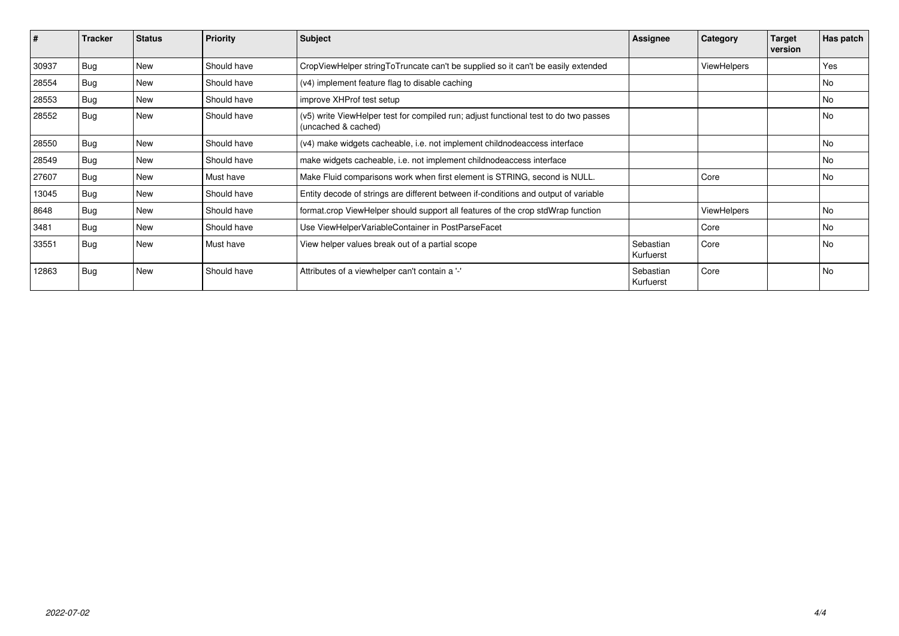| # | Tracker | Status | Priority | Subject | Assignee | Category | Target version | Has patch |
|---|---|---|---|---|---|---|---|---|
| 30937 | Bug | New | Should have | CropViewHelper stringToTruncate can't be supplied so it can't be easily extended | | ViewHelpers | | Yes |
| 28554 | Bug | New | Should have | (v4) implement feature flag to disable caching | | | | No |
| 28553 | Bug | New | Should have | improve XHProf test setup | | | | No |
| 28552 | Bug | New | Should have | (v5) write ViewHelper test for compiled run; adjust functional test to do two passes (uncached & cached) | | | | No |
| 28550 | Bug | New | Should have | (v4) make widgets cacheable, i.e. not implement childnodeaccess interface | | | | No |
| 28549 | Bug | New | Should have | make widgets cacheable, i.e. not implement childnodeaccess interface | | | | No |
| 27607 | Bug | New | Must have | Make Fluid comparisons work when first element is STRING, second is NULL. | | Core | | No |
| 13045 | Bug | New | Should have | Entity decode of strings are different between if-conditions and output of variable | | | | |
| 8648 | Bug | New | Should have | format.crop ViewHelper should support all features of the crop stdWrap function | | ViewHelpers | | No |
| 3481 | Bug | New | Should have | Use ViewHelperVariableContainer in PostParseFacet | | Core | | No |
| 33551 | Bug | New | Must have | View helper values break out of a partial scope | Sebastian Kurfuerst | Core | | No |
| 12863 | Bug | New | Should have | Attributes of a viewhelper can't contain a '-' | Sebastian Kurfuerst | Core | | No |

*2022-07-02*